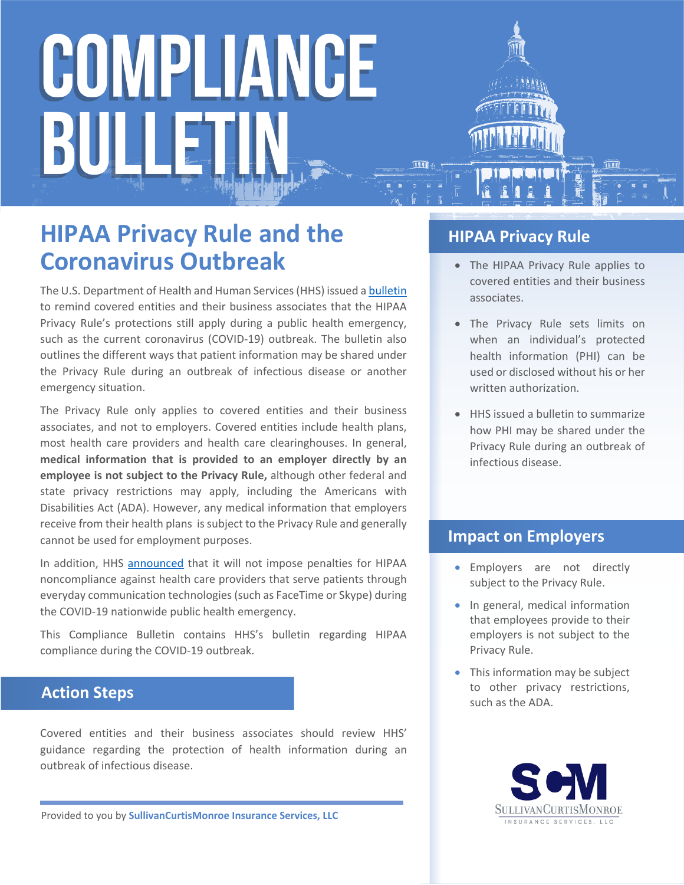# COMPLIANCE BULLETIN

## HIPAA Privacy Rule and the Coronavirus Outbreak

The U.S. Department of Health and Human Services (HHS) issued a bulletin to remind covered entities and their business associates that the HIPAA Privacy Rule's protections still apply during a public health emergency, such as the current coronavirus (COVID-19) outbreak. The bulletin also outlines the different ways that patient information may be shared under the Privacy Rule during an outbreak of infectious disease or another emergency situation.

The Privacy Rule only applies to covered entities and their business associates, and not to employers. Covered entities include health plans, most health care providers and health care clearinghouses. In general, **medical information that is provided to an employer directly by an employee is not subject to the Privacy Rule,** although other federal and state privacy restrictions may apply, including the Americans with Disabilities Act (ADA). However, any medical information that employers receive from their health plans is subject to the Privacy Rule and generally cannot be used for employment purposes.

In addition, HHS announced that it will not impose penalties for HIPAA noncompliance against health care providers that serve patients through everyday communication technologies (such as FaceTime or Skype) during the COVID-19 nationwide public health emergency.

This Compliance Bulletin contains HHS's bulletin regarding HIPAA compliance during the COVID-19 outbreak.

### Action Steps

Covered entities and their business associates should review HHS' guidance regarding the protection of health information during an outbreak of infectious disease.

Provided to you by **SullivanCurtisMonroe Insurance Services, LLC**

### HIPAA Privacy Rule

- The HIPAA Privacy Rule applies to covered entities and their business associates.
- The Privacy Rule sets limits on when an individual's protected health information (PHI) can be used or disclosed without his or her written authorization.
- HHS issued a bulletin to summarize how PHI may be shared under the Privacy Rule during an outbreak of infectious disease.

### Impact on Employers

- Employers are not directly subject to the Privacy Rule.
- In general, medical information that employees provide to their employers is not subject to the Privacy Rule.
- This information may be subject to other privacy restrictions, such as the ADA.

SCM
SullivanCurtisMonroe
INSURANCE SERVICES, LLC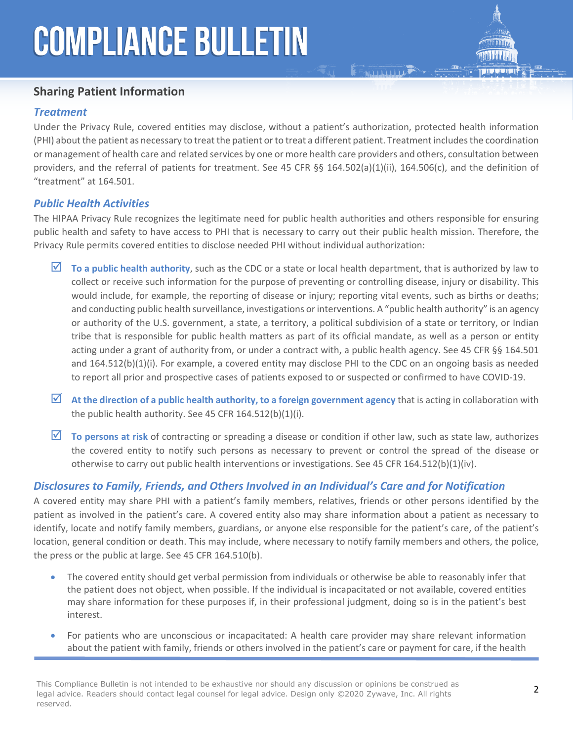# COMPLIANCE BULLETIN

## Sharing Patient Information

### *Treatment*

Under the Privacy Rule, covered entities may disclose, without a patient's authorization, protected health information (PHI) about the patient as necessary to treat the patient or to treat a different patient. Treatment includes the coordination or management of health care and related services by one or more health care providers and others, consultation between providers, and the referral of patients for treatment. See 45 CFR §§ 164.502(a)(1)(ii), 164.506(c), and the definition of "treatment" at 164.501.

### *Public Health Activities*

The HIPAA Privacy Rule recognizes the legitimate need for public health authorities and others responsible for ensuring public health and safety to have access to PHI that is necessary to carry out their public health mission. Therefore, the Privacy Rule permits covered entities to disclose needed PHI without individual authorization:

- ☑ **To a public health authority**, such as the CDC or a state or local health department, that is authorized by law to collect or receive such information for the purpose of preventing or controlling disease, injury or disability. This would include, for example, the reporting of disease or injury; reporting vital events, such as births or deaths; and conducting public health surveillance, investigations or interventions. A "public health authority" is an agency or authority of the U.S. government, a state, a territory, a political subdivision of a state or territory, or Indian tribe that is responsible for public health matters as part of its official mandate, as well as a person or entity acting under a grant of authority from, or under a contract with, a public health agency. See 45 CFR §§ 164.501 and 164.512(b)(1)(i). For example, a covered entity may disclose PHI to the CDC on an ongoing basis as needed to report all prior and prospective cases of patients exposed to or suspected or confirmed to have COVID-19.
- ☑ **At the direction of a public health authority, to a foreign government agency** that is acting in collaboration with the public health authority. See 45 CFR 164.512(b)(1)(i).
- ☑ **To persons at risk** of contracting or spreading a disease or condition if other law, such as state law, authorizes the covered entity to notify such persons as necessary to prevent or control the spread of the disease or otherwise to carry out public health interventions or investigations. See 45 CFR 164.512(b)(1)(iv).

### *Disclosures to Family, Friends, and Others Involved in an Individual's Care and for Notification*

A covered entity may share PHI with a patient's family members, relatives, friends or other persons identified by the patient as involved in the patient's care. A covered entity also may share information about a patient as necessary to identify, locate and notify family members, guardians, or anyone else responsible for the patient's care, of the patient's location, general condition or death. This may include, where necessary to notify family members and others, the police, the press or the public at large. See 45 CFR 164.510(b).

- The covered entity should get verbal permission from individuals or otherwise be able to reasonably infer that the patient does not object, when possible. If the individual is incapacitated or not available, covered entities may share information for these purposes if, in their professional judgment, doing so is in the patient's best interest.
- For patients who are unconscious or incapacitated: A health care provider may share relevant information about the patient with family, friends or others involved in the patient's care or payment for care, if the health

This Compliance Bulletin is not intended to be exhaustive nor should any discussion or opinions be construed as legal advice. Readers should contact legal counsel for legal advice. Design only ©2020 Zywave, Inc. All rights reserved.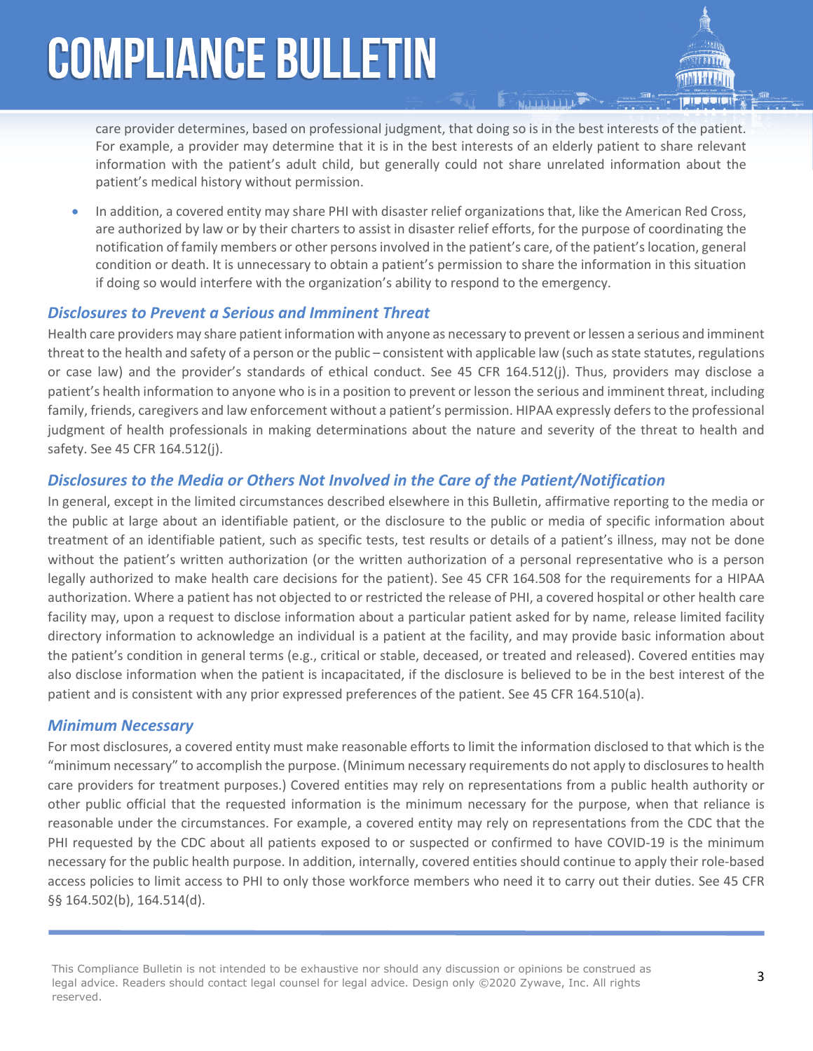care provider determines, based on professional judgment, that doing so is in the best interests of the patient. For example, a provider may determine that it is in the best interests of an elderly patient to share relevant information with the patient's adult child, but generally could not share unrelated information about the patient's medical history without permission.

- In addition, a covered entity may share PHI with disaster relief organizations that, like the American Red Cross, are authorized by law or by their charters to assist in disaster relief efforts, for the purpose of coordinating the notification of family members or other persons involved in the patient's care, of the patient's location, general condition or death. It is unnecessary to obtain a patient's permission to share the information in this situation if doing so would interfere with the organization's ability to respond to the emergency.

### *Disclosures to Prevent a Serious and Imminent Threat*

Health care providers may share patient information with anyone as necessary to prevent or lessen a serious and imminent threat to the health and safety of a person or the public – consistent with applicable law (such as state statutes, regulations or case law) and the provider's standards of ethical conduct. See 45 CFR 164.512(j). Thus, providers may disclose a patient's health information to anyone who is in a position to prevent or lesson the serious and imminent threat, including family, friends, caregivers and law enforcement without a patient's permission. HIPAA expressly defers to the professional judgment of health professionals in making determinations about the nature and severity of the threat to health and safety. See 45 CFR 164.512(j).

### *Disclosures to the Media or Others Not Involved in the Care of the Patient/Notification*

In general, except in the limited circumstances described elsewhere in this Bulletin, affirmative reporting to the media or the public at large about an identifiable patient, or the disclosure to the public or media of specific information about treatment of an identifiable patient, such as specific tests, test results or details of a patient's illness, may not be done without the patient's written authorization (or the written authorization of a personal representative who is a person legally authorized to make health care decisions for the patient). See 45 CFR 164.508 for the requirements for a HIPAA authorization. Where a patient has not objected to or restricted the release of PHI, a covered hospital or other health care facility may, upon a request to disclose information about a particular patient asked for by name, release limited facility directory information to acknowledge an individual is a patient at the facility, and may provide basic information about the patient's condition in general terms (e.g., critical or stable, deceased, or treated and released). Covered entities may also disclose information when the patient is incapacitated, if the disclosure is believed to be in the best interest of the patient and is consistent with any prior expressed preferences of the patient. See 45 CFR 164.510(a).

### *Minimum Necessary*

For most disclosures, a covered entity must make reasonable efforts to limit the information disclosed to that which is the "minimum necessary" to accomplish the purpose. (Minimum necessary requirements do not apply to disclosures to health care providers for treatment purposes.) Covered entities may rely on representations from a public health authority or other public official that the requested information is the minimum necessary for the purpose, when that reliance is reasonable under the circumstances. For example, a covered entity may rely on representations from the CDC that the PHI requested by the CDC about all patients exposed to or suspected or confirmed to have COVID-19 is the minimum necessary for the public health purpose. In addition, internally, covered entities should continue to apply their role-based access policies to limit access to PHI to only those workforce members who need it to carry out their duties. See 45 CFR §§ 164.502(b), 164.514(d).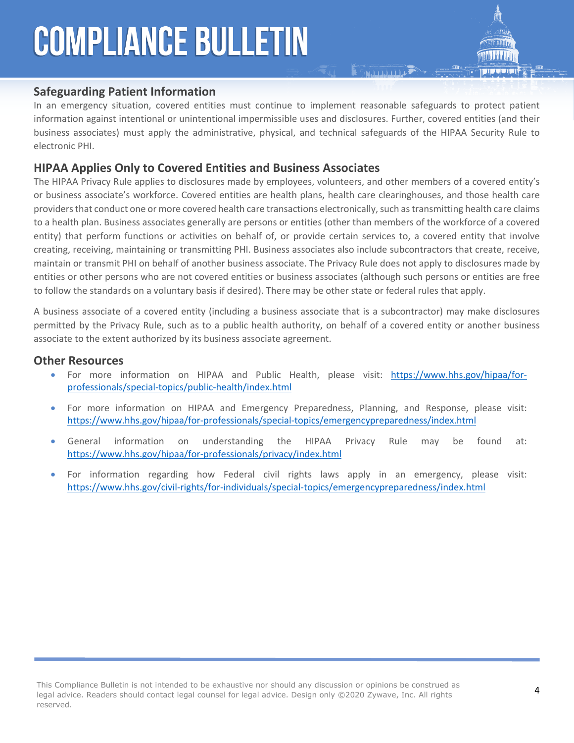## Safeguarding Patient Information

In an emergency situation, covered entities must continue to implement reasonable safeguards to protect patient information against intentional or unintentional impermissible uses and disclosures. Further, covered entities (and their business associates) must apply the administrative, physical, and technical safeguards of the HIPAA Security Rule to electronic PHI.

## HIPAA Applies Only to Covered Entities and Business Associates

The HIPAA Privacy Rule applies to disclosures made by employees, volunteers, and other members of a covered entity's or business associate's workforce. Covered entities are health plans, health care clearinghouses, and those health care providers that conduct one or more covered health care transactions electronically, such as transmitting health care claims to a health plan. Business associates generally are persons or entities (other than members of the workforce of a covered entity) that perform functions or activities on behalf of, or provide certain services to, a covered entity that involve creating, receiving, maintaining or transmitting PHI. Business associates also include subcontractors that create, receive, maintain or transmit PHI on behalf of another business associate. The Privacy Rule does not apply to disclosures made by entities or other persons who are not covered entities or business associates (although such persons or entities are free to follow the standards on a voluntary basis if desired). There may be other state or federal rules that apply.

A business associate of a covered entity (including a business associate that is a subcontractor) may make disclosures permitted by the Privacy Rule, such as to a public health authority, on behalf of a covered entity or another business associate to the extent authorized by its business associate agreement.

## Other Resources

- For more information on HIPAA and Public Health, please visit: https://www.hhs.gov/hipaa/for-professionals/special-topics/public-health/index.html
- For more information on HIPAA and Emergency Preparedness, Planning, and Response, please visit: https://www.hhs.gov/hipaa/for-professionals/special-topics/emergencypreparedness/index.html
- General information on understanding the HIPAA Privacy Rule may be found at: https://www.hhs.gov/hipaa/for-professionals/privacy/index.html
- For information regarding how Federal civil rights laws apply in an emergency, please visit: https://www.hhs.gov/civil-rights/for-individuals/special-topics/emergencypreparedness/index.html

This Compliance Bulletin is not intended to be exhaustive nor should any discussion or opinions be construed as legal advice. Readers should contact legal counsel for legal advice. Design only ©2020 Zywave, Inc. All rights reserved.